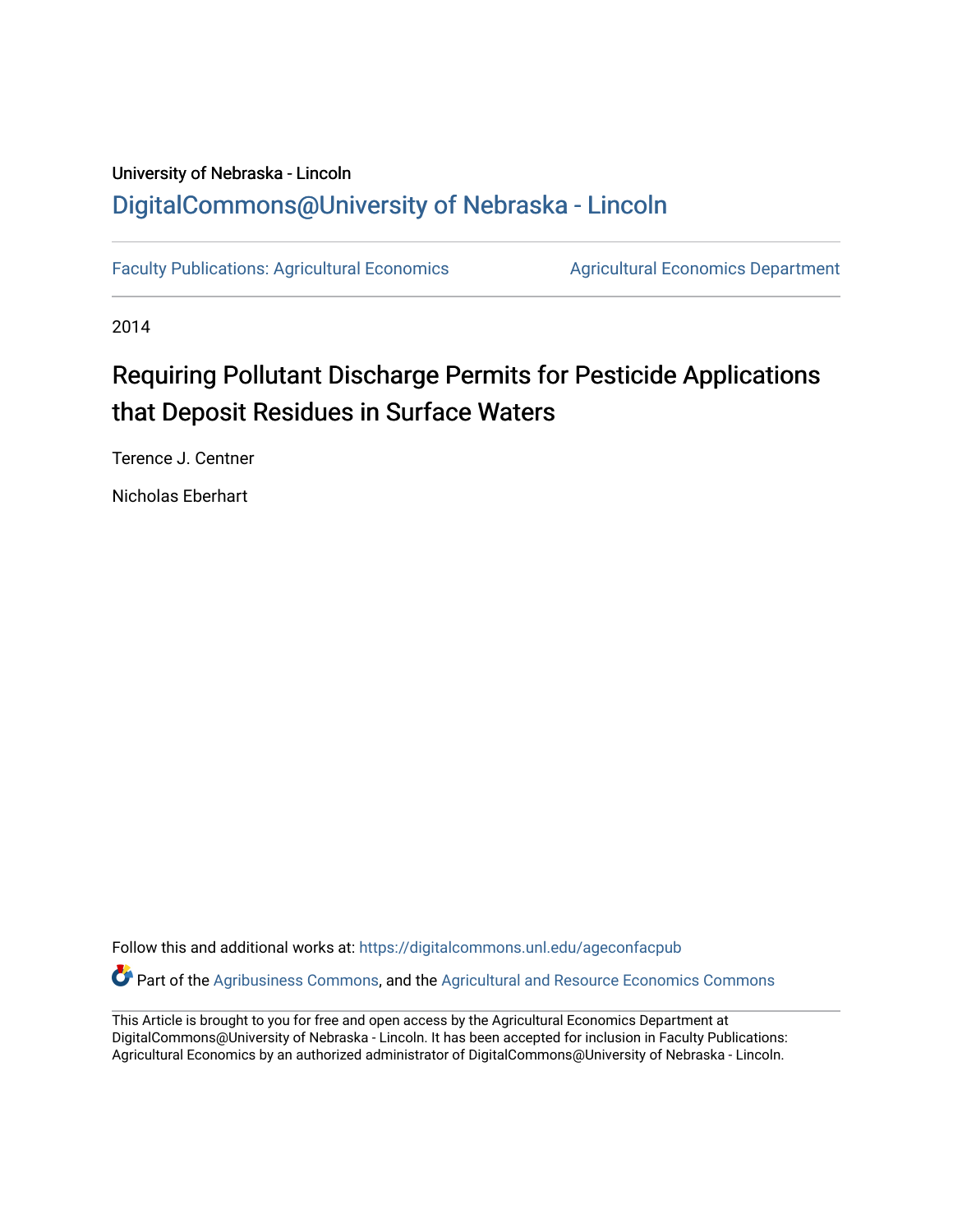University of Nebraska - Lincoln

DigitalCommons@University of Nebraska - Lincoln

Faculty Publications: Agricultural Economics

Agricultural Economics Department

2014

# Requiring Pollutant Discharge Permits for Pesticide Applications that Deposit Residues in Surface Waters

Terence J. Centner

Nicholas Eberhart

Follow this and additional works at: https://digitalcommons.unl.edu/ageconfacpub

Part of the Agribusiness Commons, and the Agricultural and Resource Economics Commons

This Article is brought to you for free and open access by the Agricultural Economics Department at DigitalCommons@University of Nebraska - Lincoln. It has been accepted for inclusion in Faculty Publications: Agricultural Economics by an authorized administrator of DigitalCommons@University of Nebraska - Lincoln.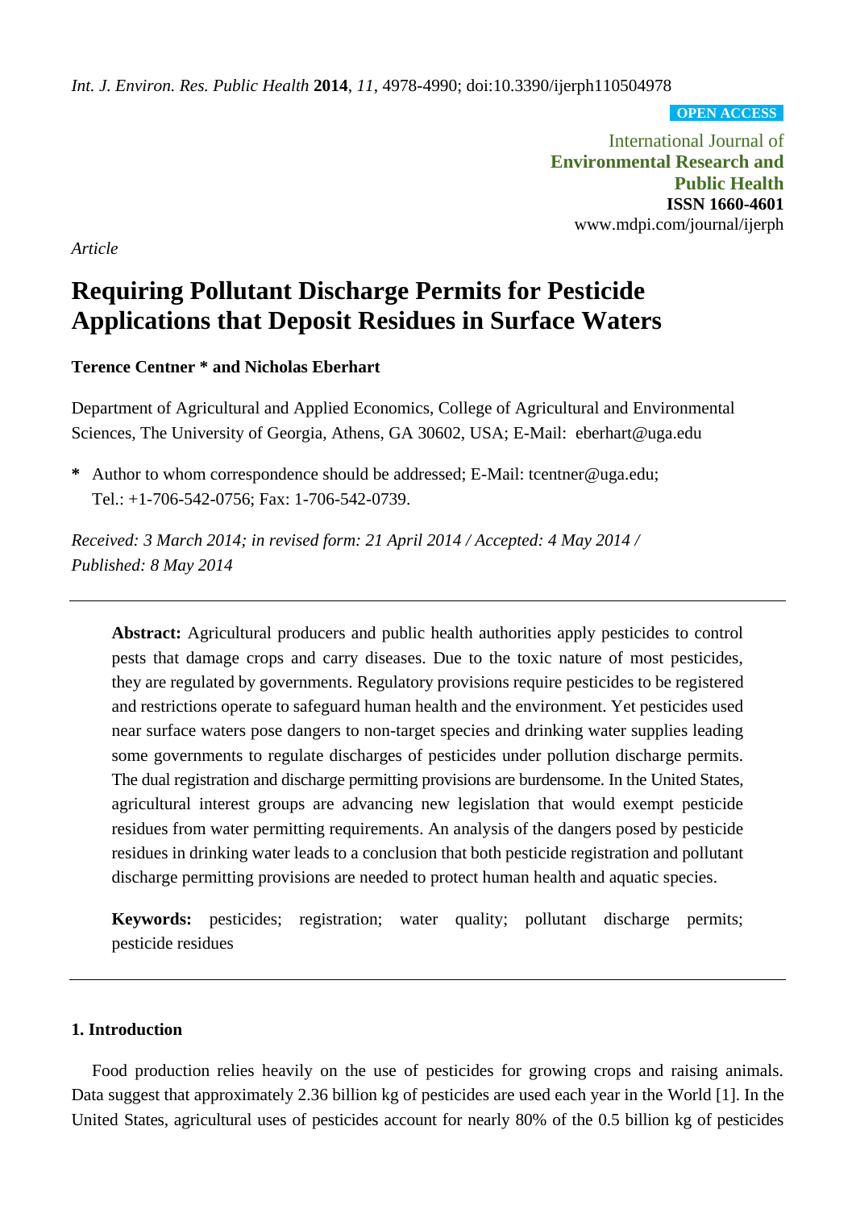*Article*

# Requiring Pollutant Discharge Permits for Pesticide Applications that Deposit Residues in Surface Waters

**Terence Centner * and Nicholas Eberhart**

Department of Agricultural and Applied Economics, College of Agricultural and Environmental Sciences, The University of Georgia, Athens, GA 30602, USA; E-Mail: eberhart@uga.edu

**\*** Author to whom correspondence should be addressed; E-Mail: tcentner@uga.edu; Tel.: +1-706-542-0756; Fax: 1-706-542-0739.

*Received: 3 March 2014; in revised form: 21 April 2014 / Accepted: 4 May 2014 / Published: 8 May 2014*

---

**Abstract:** Agricultural producers and public health authorities apply pesticides to control pests that damage crops and carry diseases. Due to the toxic nature of most pesticides, they are regulated by governments. Regulatory provisions require pesticides to be registered and restrictions operate to safeguard human health and the environment. Yet pesticides used near surface waters pose dangers to non-target species and drinking water supplies leading some governments to regulate discharges of pesticides under pollution discharge permits. The dual registration and discharge permitting provisions are burdensome. In the United States, agricultural interest groups are advancing new legislation that would exempt pesticide residues from water permitting requirements. An analysis of the dangers posed by pesticide residues in drinking water leads to a conclusion that both pesticide registration and pollutant discharge permitting provisions are needed to protect human health and aquatic species.

**Keywords:** pesticides; registration; water quality; pollutant discharge permits; pesticide residues

---

## 1. Introduction

Food production relies heavily on the use of pesticides for growing crops and raising animals. Data suggest that approximately 2.36 billion kg of pesticides are used each year in the World [1]. In the United States, agricultural uses of pesticides account for nearly 80% of the 0.5 billion kg of pesticides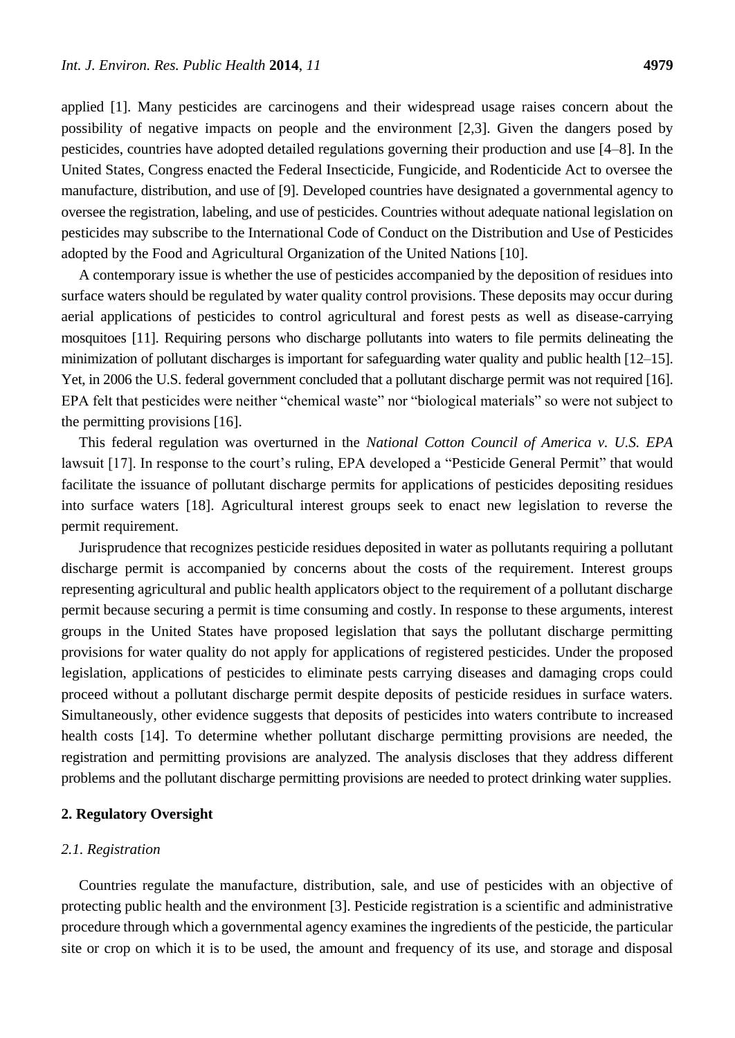applied [1]. Many pesticides are carcinogens and their widespread usage raises concern about the possibility of negative impacts on people and the environment [2,3]. Given the dangers posed by pesticides, countries have adopted detailed regulations governing their production and use [4–8]. In the United States, Congress enacted the Federal Insecticide, Fungicide, and Rodenticide Act to oversee the manufacture, distribution, and use of [9]. Developed countries have designated a governmental agency to oversee the registration, labeling, and use of pesticides. Countries without adequate national legislation on pesticides may subscribe to the International Code of Conduct on the Distribution and Use of Pesticides adopted by the Food and Agricultural Organization of the United Nations [10].

A contemporary issue is whether the use of pesticides accompanied by the deposition of residues into surface waters should be regulated by water quality control provisions. These deposits may occur during aerial applications of pesticides to control agricultural and forest pests as well as disease-carrying mosquitoes [11]. Requiring persons who discharge pollutants into waters to file permits delineating the minimization of pollutant discharges is important for safeguarding water quality and public health [12–15]. Yet, in 2006 the U.S. federal government concluded that a pollutant discharge permit was not required [16]. EPA felt that pesticides were neither "chemical waste" nor "biological materials" so were not subject to the permitting provisions [16].

This federal regulation was overturned in the *National Cotton Council of America v. U.S. EPA* lawsuit [17]. In response to the court's ruling, EPA developed a "Pesticide General Permit" that would facilitate the issuance of pollutant discharge permits for applications of pesticides depositing residues into surface waters [18]. Agricultural interest groups seek to enact new legislation to reverse the permit requirement.

Jurisprudence that recognizes pesticide residues deposited in water as pollutants requiring a pollutant discharge permit is accompanied by concerns about the costs of the requirement. Interest groups representing agricultural and public health applicators object to the requirement of a pollutant discharge permit because securing a permit is time consuming and costly. In response to these arguments, interest groups in the United States have proposed legislation that says the pollutant discharge permitting provisions for water quality do not apply for applications of registered pesticides. Under the proposed legislation, applications of pesticides to eliminate pests carrying diseases and damaging crops could proceed without a pollutant discharge permit despite deposits of pesticide residues in surface waters. Simultaneously, other evidence suggests that deposits of pesticides into waters contribute to increased health costs [14]. To determine whether pollutant discharge permitting provisions are needed, the registration and permitting provisions are analyzed. The analysis discloses that they address different problems and the pollutant discharge permitting provisions are needed to protect drinking water supplies.

## 2. Regulatory Oversight

### *2.1. Registration*

Countries regulate the manufacture, distribution, sale, and use of pesticides with an objective of protecting public health and the environment [3]. Pesticide registration is a scientific and administrative procedure through which a governmental agency examines the ingredients of the pesticide, the particular site or crop on which it is to be used, the amount and frequency of its use, and storage and disposal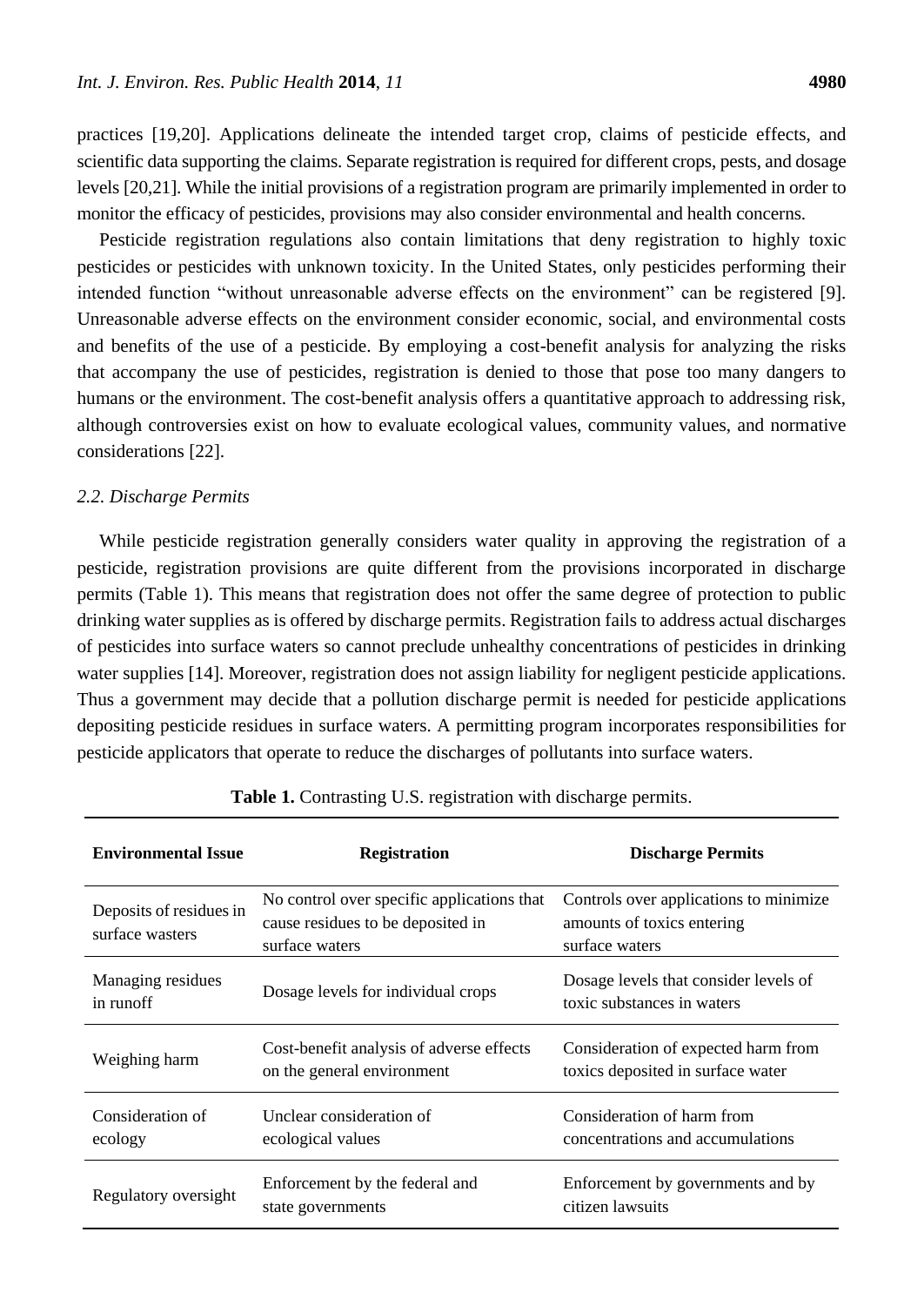practices [19,20]. Applications delineate the intended target crop, claims of pesticide effects, and scientific data supporting the claims. Separate registration is required for different crops, pests, and dosage levels [20,21]. While the initial provisions of a registration program are primarily implemented in order to monitor the efficacy of pesticides, provisions may also consider environmental and health concerns.

Pesticide registration regulations also contain limitations that deny registration to highly toxic pesticides or pesticides with unknown toxicity. In the United States, only pesticides performing their intended function "without unreasonable adverse effects on the environment" can be registered [9]. Unreasonable adverse effects on the environment consider economic, social, and environmental costs and benefits of the use of a pesticide. By employing a cost-benefit analysis for analyzing the risks that accompany the use of pesticides, registration is denied to those that pose too many dangers to humans or the environment. The cost-benefit analysis offers a quantitative approach to addressing risk, although controversies exist on how to evaluate ecological values, community values, and normative considerations [22].

### *2.2. Discharge Permits*

While pesticide registration generally considers water quality in approving the registration of a pesticide, registration provisions are quite different from the provisions incorporated in discharge permits (Table 1). This means that registration does not offer the same degree of protection to public drinking water supplies as is offered by discharge permits. Registration fails to address actual discharges of pesticides into surface waters so cannot preclude unhealthy concentrations of pesticides in drinking water supplies [14]. Moreover, registration does not assign liability for negligent pesticide applications. Thus a government may decide that a pollution discharge permit is needed for pesticide applications depositing pesticide residues in surface waters. A permitting program incorporates responsibilities for pesticide applicators that operate to reduce the discharges of pollutants into surface waters.

**Table 1.** Contrasting U.S. registration with discharge permits.

| Environmental Issue | Registration | Discharge Permits |
| --- | --- | --- |
| Deposits of residues in surface wasters | No control over specific applications that cause residues to be deposited in surface waters | Controls over applications to minimize amounts of toxics entering surface waters |
| Managing residues in runoff | Dosage levels for individual crops | Dosage levels that consider levels of toxic substances in waters |
| Weighing harm | Cost-benefit analysis of adverse effects on the general environment | Consideration of expected harm from toxics deposited in surface water |
| Consideration of ecology | Unclear consideration of ecological values | Consideration of harm from concentrations and accumulations |
| Regulatory oversight | Enforcement by the federal and state governments | Enforcement by governments and by citizen lawsuits |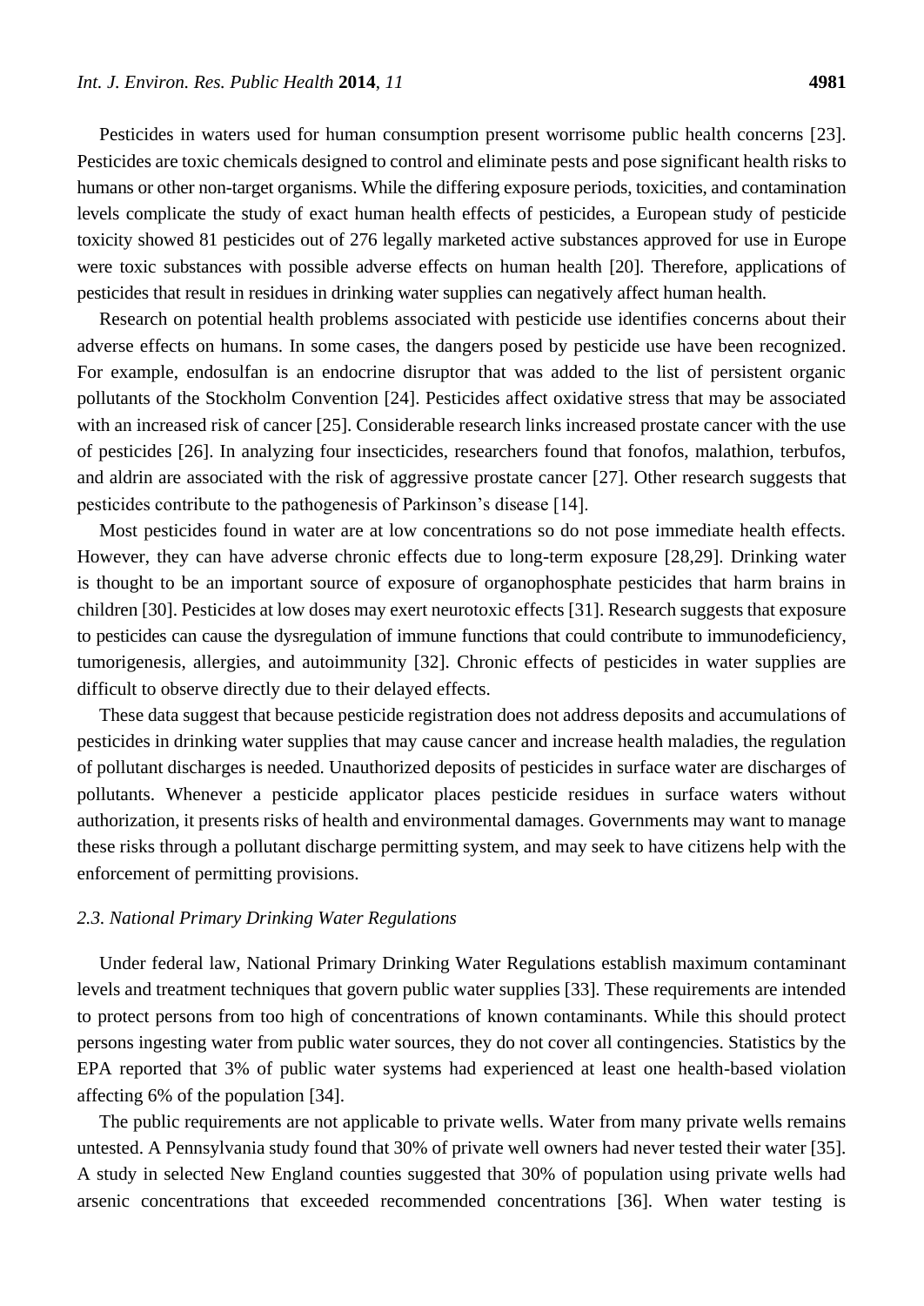Pesticides in waters used for human consumption present worrisome public health concerns [23]. Pesticides are toxic chemicals designed to control and eliminate pests and pose significant health risks to humans or other non-target organisms. While the differing exposure periods, toxicities, and contamination levels complicate the study of exact human health effects of pesticides, a European study of pesticide toxicity showed 81 pesticides out of 276 legally marketed active substances approved for use in Europe were toxic substances with possible adverse effects on human health [20]. Therefore, applications of pesticides that result in residues in drinking water supplies can negatively affect human health.

Research on potential health problems associated with pesticide use identifies concerns about their adverse effects on humans. In some cases, the dangers posed by pesticide use have been recognized. For example, endosulfan is an endocrine disruptor that was added to the list of persistent organic pollutants of the Stockholm Convention [24]. Pesticides affect oxidative stress that may be associated with an increased risk of cancer [25]. Considerable research links increased prostate cancer with the use of pesticides [26]. In analyzing four insecticides, researchers found that fonofos, malathion, terbufos, and aldrin are associated with the risk of aggressive prostate cancer [27]. Other research suggests that pesticides contribute to the pathogenesis of Parkinson's disease [14].

Most pesticides found in water are at low concentrations so do not pose immediate health effects. However, they can have adverse chronic effects due to long-term exposure [28,29]. Drinking water is thought to be an important source of exposure of organophosphate pesticides that harm brains in children [30]. Pesticides at low doses may exert neurotoxic effects [31]. Research suggests that exposure to pesticides can cause the dysregulation of immune functions that could contribute to immunodeficiency, tumorigenesis, allergies, and autoimmunity [32]. Chronic effects of pesticides in water supplies are difficult to observe directly due to their delayed effects.

These data suggest that because pesticide registration does not address deposits and accumulations of pesticides in drinking water supplies that may cause cancer and increase health maladies, the regulation of pollutant discharges is needed. Unauthorized deposits of pesticides in surface water are discharges of pollutants. Whenever a pesticide applicator places pesticide residues in surface waters without authorization, it presents risks of health and environmental damages. Governments may want to manage these risks through a pollutant discharge permitting system, and may seek to have citizens help with the enforcement of permitting provisions.

### *2.3. National Primary Drinking Water Regulations*

Under federal law, National Primary Drinking Water Regulations establish maximum contaminant levels and treatment techniques that govern public water supplies [33]. These requirements are intended to protect persons from too high of concentrations of known contaminants. While this should protect persons ingesting water from public water sources, they do not cover all contingencies. Statistics by the EPA reported that 3% of public water systems had experienced at least one health-based violation affecting 6% of the population [34].

The public requirements are not applicable to private wells. Water from many private wells remains untested. A Pennsylvania study found that 30% of private well owners had never tested their water [35]. A study in selected New England counties suggested that 30% of population using private wells had arsenic concentrations that exceeded recommended concentrations [36]. When water testing is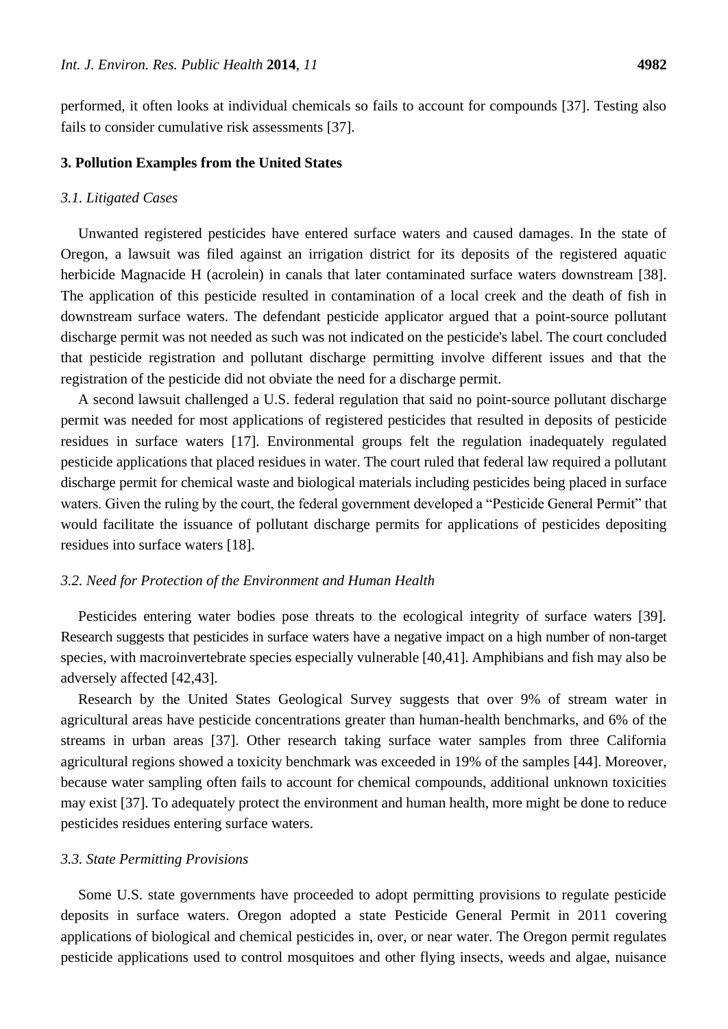performed, it often looks at individual chemicals so fails to account for compounds [37]. Testing also fails to consider cumulative risk assessments [37].

## 3. Pollution Examples from the United States

### *3.1. Litigated Cases*

Unwanted registered pesticides have entered surface waters and caused damages. In the state of Oregon, a lawsuit was filed against an irrigation district for its deposits of the registered aquatic herbicide Magnacide H (acrolein) in canals that later contaminated surface waters downstream [38]. The application of this pesticide resulted in contamination of a local creek and the death of fish in downstream surface waters. The defendant pesticide applicator argued that a point-source pollutant discharge permit was not needed as such was not indicated on the pesticide's label. The court concluded that pesticide registration and pollutant discharge permitting involve different issues and that the registration of the pesticide did not obviate the need for a discharge permit.

A second lawsuit challenged a U.S. federal regulation that said no point-source pollutant discharge permit was needed for most applications of registered pesticides that resulted in deposits of pesticide residues in surface waters [17]. Environmental groups felt the regulation inadequately regulated pesticide applications that placed residues in water. The court ruled that federal law required a pollutant discharge permit for chemical waste and biological materials including pesticides being placed in surface waters. Given the ruling by the court, the federal government developed a "Pesticide General Permit" that would facilitate the issuance of pollutant discharge permits for applications of pesticides depositing residues into surface waters [18].

### *3.2. Need for Protection of the Environment and Human Health*

Pesticides entering water bodies pose threats to the ecological integrity of surface waters [39]. Research suggests that pesticides in surface waters have a negative impact on a high number of non-target species, with macroinvertebrate species especially vulnerable [40,41]. Amphibians and fish may also be adversely affected [42,43].

Research by the United States Geological Survey suggests that over 9% of stream water in agricultural areas have pesticide concentrations greater than human-health benchmarks, and 6% of the streams in urban areas [37]. Other research taking surface water samples from three California agricultural regions showed a toxicity benchmark was exceeded in 19% of the samples [44]. Moreover, because water sampling often fails to account for chemical compounds, additional unknown toxicities may exist [37]. To adequately protect the environment and human health, more might be done to reduce pesticides residues entering surface waters.

### *3.3. State Permitting Provisions*

Some U.S. state governments have proceeded to adopt permitting provisions to regulate pesticide deposits in surface waters. Oregon adopted a state Pesticide General Permit in 2011 covering applications of biological and chemical pesticides in, over, or near water. The Oregon permit regulates pesticide applications used to control mosquitoes and other flying insects, weeds and algae, nuisance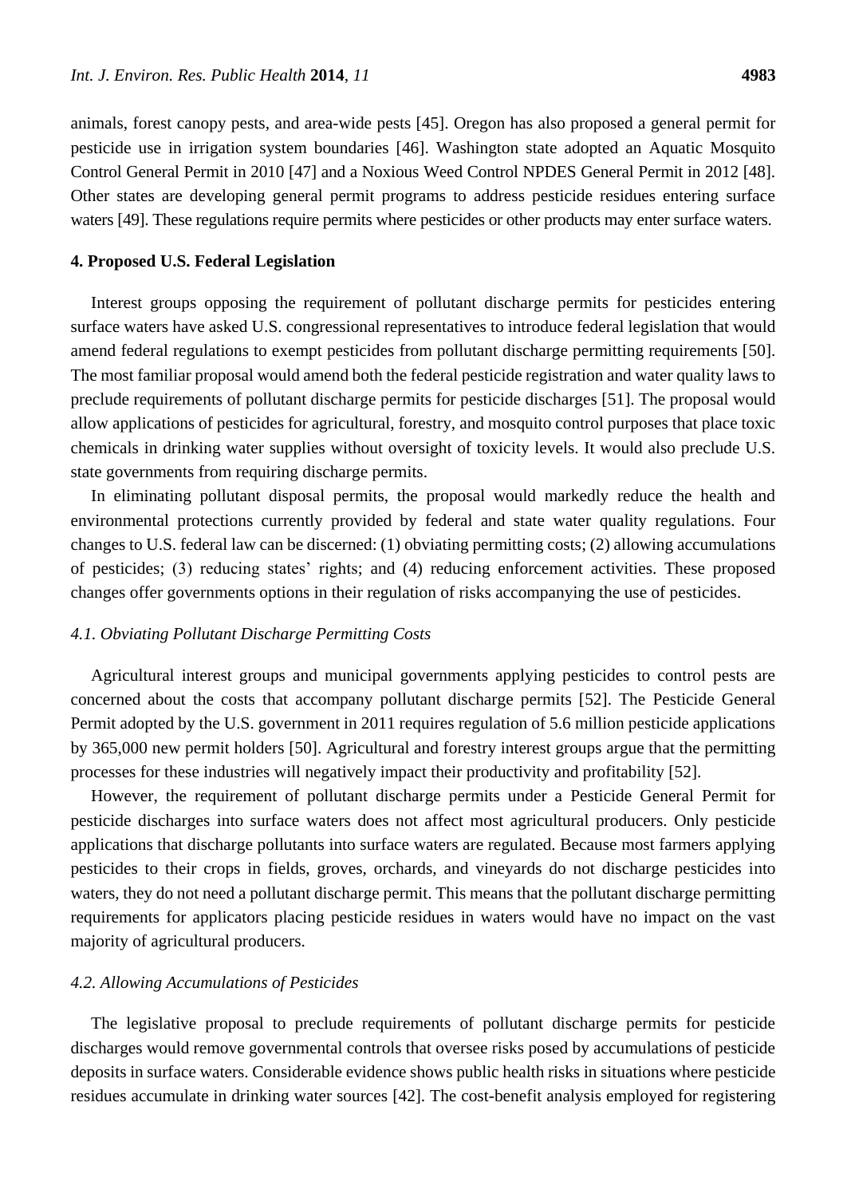animals, forest canopy pests, and area-wide pests [45]. Oregon has also proposed a general permit for pesticide use in irrigation system boundaries [46]. Washington state adopted an Aquatic Mosquito Control General Permit in 2010 [47] and a Noxious Weed Control NPDES General Permit in 2012 [48]. Other states are developing general permit programs to address pesticide residues entering surface waters [49]. These regulations require permits where pesticides or other products may enter surface waters.

## 4. Proposed U.S. Federal Legislation

Interest groups opposing the requirement of pollutant discharge permits for pesticides entering surface waters have asked U.S. congressional representatives to introduce federal legislation that would amend federal regulations to exempt pesticides from pollutant discharge permitting requirements [50]. The most familiar proposal would amend both the federal pesticide registration and water quality laws to preclude requirements of pollutant discharge permits for pesticide discharges [51]. The proposal would allow applications of pesticides for agricultural, forestry, and mosquito control purposes that place toxic chemicals in drinking water supplies without oversight of toxicity levels. It would also preclude U.S. state governments from requiring discharge permits.

In eliminating pollutant disposal permits, the proposal would markedly reduce the health and environmental protections currently provided by federal and state water quality regulations. Four changes to U.S. federal law can be discerned: (1) obviating permitting costs; (2) allowing accumulations of pesticides; (3) reducing states' rights; and (4) reducing enforcement activities. These proposed changes offer governments options in their regulation of risks accompanying the use of pesticides.

### *4.1. Obviating Pollutant Discharge Permitting Costs*

Agricultural interest groups and municipal governments applying pesticides to control pests are concerned about the costs that accompany pollutant discharge permits [52]. The Pesticide General Permit adopted by the U.S. government in 2011 requires regulation of 5.6 million pesticide applications by 365,000 new permit holders [50]. Agricultural and forestry interest groups argue that the permitting processes for these industries will negatively impact their productivity and profitability [52].

However, the requirement of pollutant discharge permits under a Pesticide General Permit for pesticide discharges into surface waters does not affect most agricultural producers. Only pesticide applications that discharge pollutants into surface waters are regulated. Because most farmers applying pesticides to their crops in fields, groves, orchards, and vineyards do not discharge pesticides into waters, they do not need a pollutant discharge permit. This means that the pollutant discharge permitting requirements for applicators placing pesticide residues in waters would have no impact on the vast majority of agricultural producers.

### *4.2. Allowing Accumulations of Pesticides*

The legislative proposal to preclude requirements of pollutant discharge permits for pesticide discharges would remove governmental controls that oversee risks posed by accumulations of pesticide deposits in surface waters. Considerable evidence shows public health risks in situations where pesticide residues accumulate in drinking water sources [42]. The cost-benefit analysis employed for registering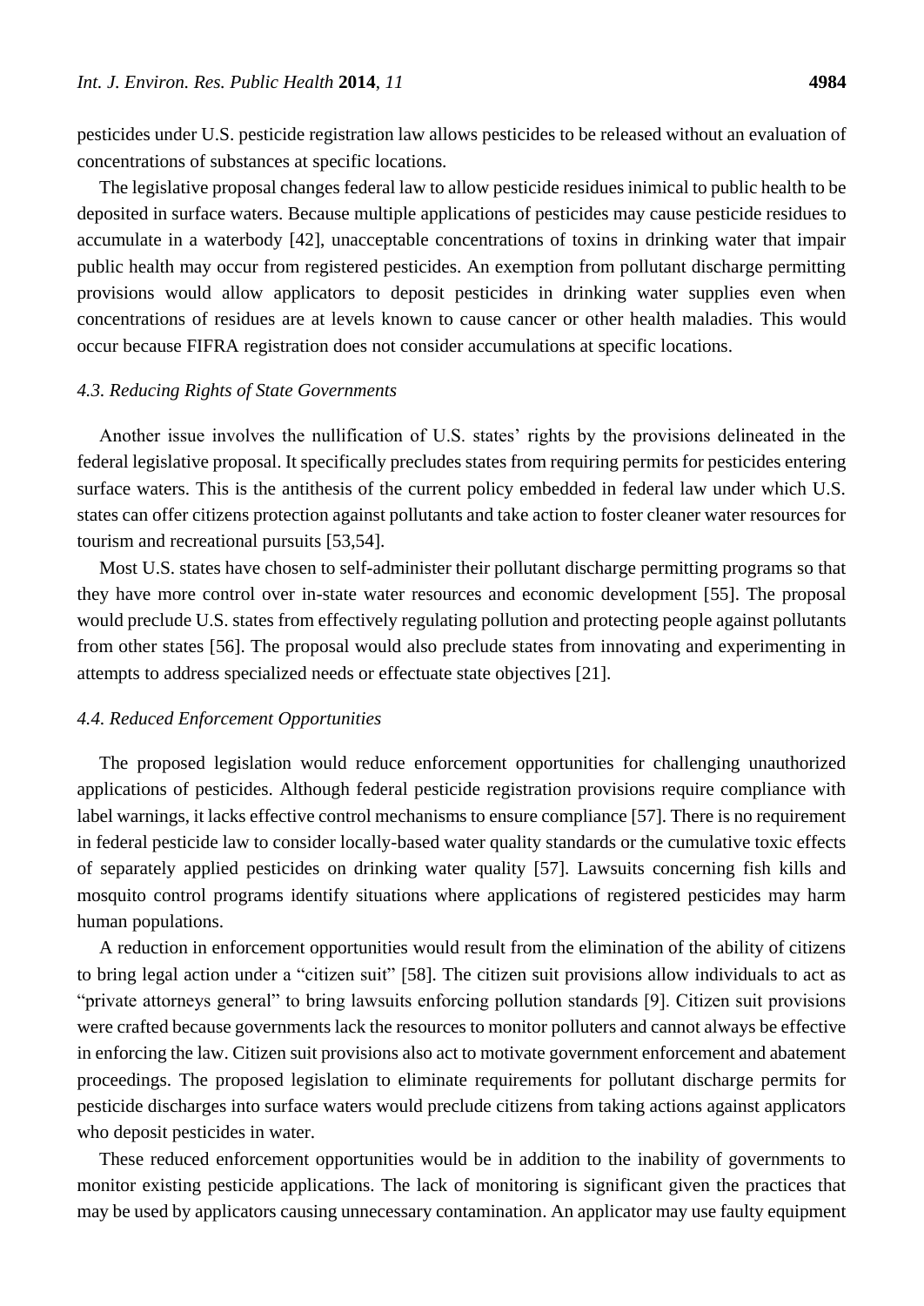pesticides under U.S. pesticide registration law allows pesticides to be released without an evaluation of concentrations of substances at specific locations.

The legislative proposal changes federal law to allow pesticide residues inimical to public health to be deposited in surface waters. Because multiple applications of pesticides may cause pesticide residues to accumulate in a waterbody [42], unacceptable concentrations of toxins in drinking water that impair public health may occur from registered pesticides. An exemption from pollutant discharge permitting provisions would allow applicators to deposit pesticides in drinking water supplies even when concentrations of residues are at levels known to cause cancer or other health maladies. This would occur because FIFRA registration does not consider accumulations at specific locations.

### *4.3. Reducing Rights of State Governments*

Another issue involves the nullification of U.S. states' rights by the provisions delineated in the federal legislative proposal. It specifically precludes states from requiring permits for pesticides entering surface waters. This is the antithesis of the current policy embedded in federal law under which U.S. states can offer citizens protection against pollutants and take action to foster cleaner water resources for tourism and recreational pursuits [53,54].

Most U.S. states have chosen to self-administer their pollutant discharge permitting programs so that they have more control over in-state water resources and economic development [55]. The proposal would preclude U.S. states from effectively regulating pollution and protecting people against pollutants from other states [56]. The proposal would also preclude states from innovating and experimenting in attempts to address specialized needs or effectuate state objectives [21].

### *4.4. Reduced Enforcement Opportunities*

The proposed legislation would reduce enforcement opportunities for challenging unauthorized applications of pesticides. Although federal pesticide registration provisions require compliance with label warnings, it lacks effective control mechanisms to ensure compliance [57]. There is no requirement in federal pesticide law to consider locally-based water quality standards or the cumulative toxic effects of separately applied pesticides on drinking water quality [57]. Lawsuits concerning fish kills and mosquito control programs identify situations where applications of registered pesticides may harm human populations.

A reduction in enforcement opportunities would result from the elimination of the ability of citizens to bring legal action under a "citizen suit" [58]. The citizen suit provisions allow individuals to act as "private attorneys general" to bring lawsuits enforcing pollution standards [9]. Citizen suit provisions were crafted because governments lack the resources to monitor polluters and cannot always be effective in enforcing the law. Citizen suit provisions also act to motivate government enforcement and abatement proceedings. The proposed legislation to eliminate requirements for pollutant discharge permits for pesticide discharges into surface waters would preclude citizens from taking actions against applicators who deposit pesticides in water.

These reduced enforcement opportunities would be in addition to the inability of governments to monitor existing pesticide applications. The lack of monitoring is significant given the practices that may be used by applicators causing unnecessary contamination. An applicator may use faulty equipment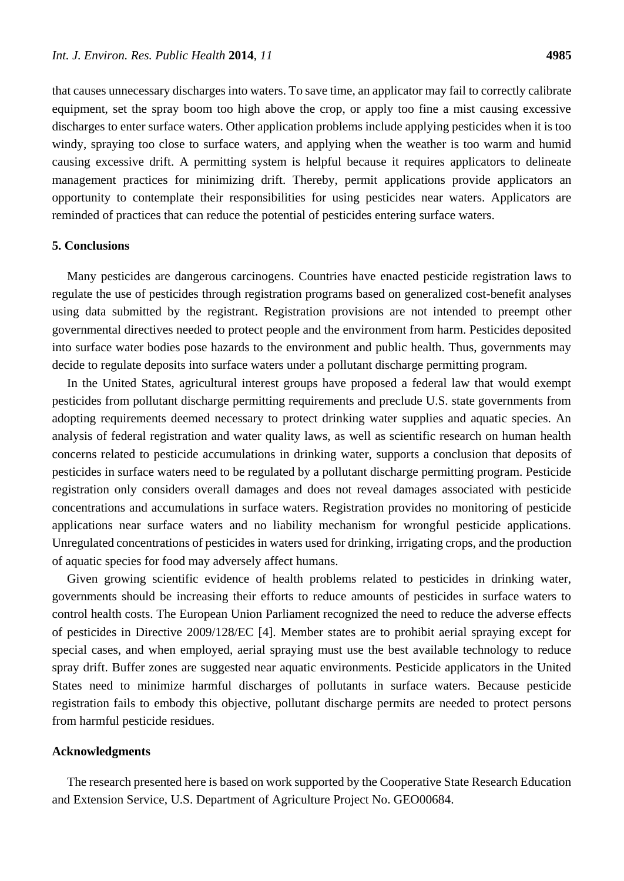that causes unnecessary discharges into waters. To save time, an applicator may fail to correctly calibrate equipment, set the spray boom too high above the crop, or apply too fine a mist causing excessive discharges to enter surface waters. Other application problems include applying pesticides when it is too windy, spraying too close to surface waters, and applying when the weather is too warm and humid causing excessive drift. A permitting system is helpful because it requires applicators to delineate management practices for minimizing drift. Thereby, permit applications provide applicators an opportunity to contemplate their responsibilities for using pesticides near waters. Applicators are reminded of practices that can reduce the potential of pesticides entering surface waters.

## 5. Conclusions

Many pesticides are dangerous carcinogens. Countries have enacted pesticide registration laws to regulate the use of pesticides through registration programs based on generalized cost-benefit analyses using data submitted by the registrant. Registration provisions are not intended to preempt other governmental directives needed to protect people and the environment from harm. Pesticides deposited into surface water bodies pose hazards to the environment and public health. Thus, governments may decide to regulate deposits into surface waters under a pollutant discharge permitting program.

In the United States, agricultural interest groups have proposed a federal law that would exempt pesticides from pollutant discharge permitting requirements and preclude U.S. state governments from adopting requirements deemed necessary to protect drinking water supplies and aquatic species. An analysis of federal registration and water quality laws, as well as scientific research on human health concerns related to pesticide accumulations in drinking water, supports a conclusion that deposits of pesticides in surface waters need to be regulated by a pollutant discharge permitting program. Pesticide registration only considers overall damages and does not reveal damages associated with pesticide concentrations and accumulations in surface waters. Registration provides no monitoring of pesticide applications near surface waters and no liability mechanism for wrongful pesticide applications. Unregulated concentrations of pesticides in waters used for drinking, irrigating crops, and the production of aquatic species for food may adversely affect humans.

Given growing scientific evidence of health problems related to pesticides in drinking water, governments should be increasing their efforts to reduce amounts of pesticides in surface waters to control health costs. The European Union Parliament recognized the need to reduce the adverse effects of pesticides in Directive 2009/128/EC [4]. Member states are to prohibit aerial spraying except for special cases, and when employed, aerial spraying must use the best available technology to reduce spray drift. Buffer zones are suggested near aquatic environments. Pesticide applicators in the United States need to minimize harmful discharges of pollutants in surface waters. Because pesticide registration fails to embody this objective, pollutant discharge permits are needed to protect persons from harmful pesticide residues.

## Acknowledgments

The research presented here is based on work supported by the Cooperative State Research Education and Extension Service, U.S. Department of Agriculture Project No. GEO00684.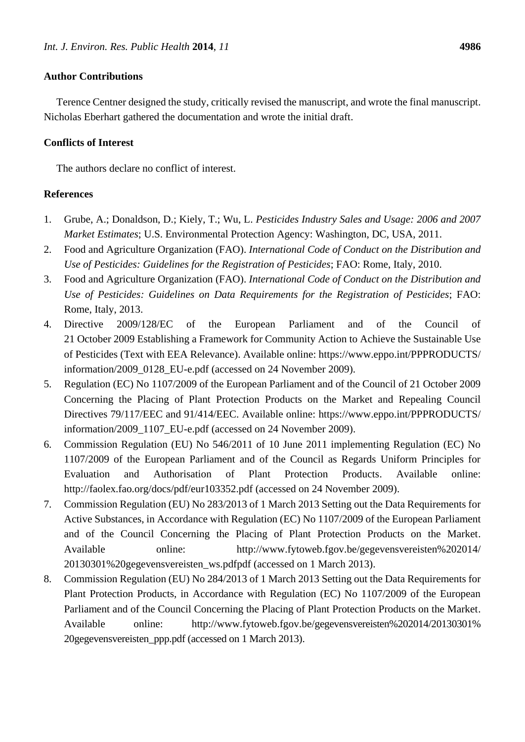## Author Contributions

Terence Centner designed the study, critically revised the manuscript, and wrote the final manuscript. Nicholas Eberhart gathered the documentation and wrote the initial draft.

## Conflicts of Interest

The authors declare no conflict of interest.

## References

1. Grube, A.; Donaldson, D.; Kiely, T.; Wu, L. *Pesticides Industry Sales and Usage: 2006 and 2007 Market Estimates*; U.S. Environmental Protection Agency: Washington, DC, USA, 2011.
2. Food and Agriculture Organization (FAO). *International Code of Conduct on the Distribution and Use of Pesticides: Guidelines for the Registration of Pesticides*; FAO: Rome, Italy, 2010.
3. Food and Agriculture Organization (FAO). *International Code of Conduct on the Distribution and Use of Pesticides: Guidelines on Data Requirements for the Registration of Pesticides*; FAO: Rome, Italy, 2013.
4. Directive 2009/128/EC of the European Parliament and of the Council of 21 October 2009 Establishing a Framework for Community Action to Achieve the Sustainable Use of Pesticides (Text with EEA Relevance). Available online: https://www.eppo.int/PPPRODUCTS/information/2009_0128_EU-e.pdf (accessed on 24 November 2009).
5. Regulation (EC) No 1107/2009 of the European Parliament and of the Council of 21 October 2009 Concerning the Placing of Plant Protection Products on the Market and Repealing Council Directives 79/117/EEC and 91/414/EEC. Available online: https://www.eppo.int/PPPRODUCTS/information/2009_1107_EU-e.pdf (accessed on 24 November 2009).
6. Commission Regulation (EU) No 546/2011 of 10 June 2011 implementing Regulation (EC) No 1107/2009 of the European Parliament and of the Council as Regards Uniform Principles for Evaluation and Authorisation of Plant Protection Products. Available online: http://faolex.fao.org/docs/pdf/eur103352.pdf (accessed on 24 November 2009).
7. Commission Regulation (EU) No 283/2013 of 1 March 2013 Setting out the Data Requirements for Active Substances, in Accordance with Regulation (EC) No 1107/2009 of the European Parliament and of the Council Concerning the Placing of Plant Protection Products on the Market. Available online: http://www.fytoweb.fgov.be/gegevensvereisten%202014/20130301%20gegevensvereisten_ws.pdfpdf (accessed on 1 March 2013).
8. Commission Regulation (EU) No 284/2013 of 1 March 2013 Setting out the Data Requirements for Plant Protection Products, in Accordance with Regulation (EC) No 1107/2009 of the European Parliament and of the Council Concerning the Placing of Plant Protection Products on the Market. Available online: http://www.fytoweb.fgov.be/gegevensvereisten%202014/20130301%20gegevensvereisten_ppp.pdf (accessed on 1 March 2013).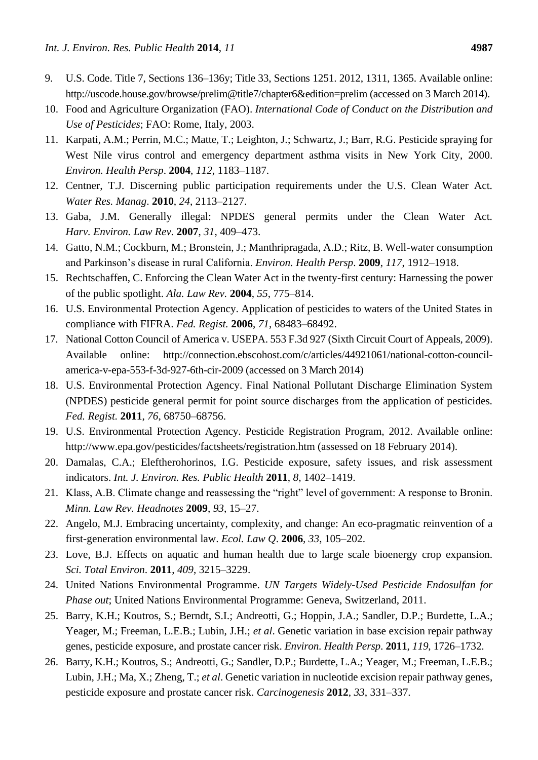9. U.S. Code. Title 7, Sections 136–136y; Title 33, Sections 1251. 2012, 1311, 1365. Available online: http://uscode.house.gov/browse/prelim@title7/chapter6&edition=prelim (accessed on 3 March 2014).
10. Food and Agriculture Organization (FAO). *International Code of Conduct on the Distribution and Use of Pesticides*; FAO: Rome, Italy, 2003.
11. Karpati, A.M.; Perrin, M.C.; Matte, T.; Leighton, J.; Schwartz, J.; Barr, R.G. Pesticide spraying for West Nile virus control and emergency department asthma visits in New York City, 2000. *Environ. Health Persp*. **2004**, *112*, 1183–1187.
12. Centner, T.J. Discerning public participation requirements under the U.S. Clean Water Act. *Water Res. Manag*. **2010**, *24*, 2113–2127.
13. Gaba, J.M. Generally illegal: NPDES general permits under the Clean Water Act. *Harv. Environ. Law Rev.* **2007**, *31*, 409–473.
14. Gatto, N.M.; Cockburn, M.; Bronstein, J.; Manthripragada, A.D.; Ritz, B. Well-water consumption and Parkinson's disease in rural California. *Environ. Health Persp*. **2009**, *117*, 1912–1918.
15. Rechtschaffen, C. Enforcing the Clean Water Act in the twenty-first century: Harnessing the power of the public spotlight. *Ala. Law Rev.* **2004**, *55*, 775–814.
16. U.S. Environmental Protection Agency. Application of pesticides to waters of the United States in compliance with FIFRA. *Fed. Regist.* **2006**, *71*, 68483–68492.
17. National Cotton Council of America v. USEPA. 553 F.3d 927 (Sixth Circuit Court of Appeals, 2009). Available online: http://connection.ebscohost.com/c/articles/44921061/national-cotton-council-america-v-epa-553-f-3d-927-6th-cir-2009 (accessed on 3 March 2014)
18. U.S. Environmental Protection Agency. Final National Pollutant Discharge Elimination System (NPDES) pesticide general permit for point source discharges from the application of pesticides. *Fed. Regist.* **2011**, *76*, 68750–68756.
19. U.S. Environmental Protection Agency. Pesticide Registration Program, 2012. Available online: http://www.epa.gov/pesticides/factsheets/registration.htm (assessed on 18 February 2014).
20. Damalas, C.A.; Eleftherohorinos, I.G. Pesticide exposure, safety issues, and risk assessment indicators. *Int. J. Environ. Res. Public Health* **2011**, *8*, 1402–1419.
21. Klass, A.B. Climate change and reassessing the "right" level of government: A response to Bronin. *Minn. Law Rev. Headnotes* **2009**, *93*, 15–27.
22. Angelo, M.J. Embracing uncertainty, complexity, and change: An eco-pragmatic reinvention of a first-generation environmental law. *Ecol. Law Q*. **2006**, *33*, 105–202.
23. Love, B.J. Effects on aquatic and human health due to large scale bioenergy crop expansion. *Sci. Total Environ*. **2011**, *409*, 3215–3229.
24. United Nations Environmental Programme. *UN Targets Widely-Used Pesticide Endosulfan for Phase out*; United Nations Environmental Programme: Geneva, Switzerland, 2011.
25. Barry, K.H.; Koutros, S.; Berndt, S.I.; Andreotti, G.; Hoppin, J.A.; Sandler, D.P.; Burdette, L.A.; Yeager, M.; Freeman, L.E.B.; Lubin, J.H.; *et al*. Genetic variation in base excision repair pathway genes, pesticide exposure, and prostate cancer risk. *Environ. Health Persp*. **2011**, *119*, 1726–1732.
26. Barry, K.H.; Koutros, S.; Andreotti, G.; Sandler, D.P.; Burdette, L.A.; Yeager, M.; Freeman, L.E.B.; Lubin, J.H.; Ma, X.; Zheng, T.; *et al*. Genetic variation in nucleotide excision repair pathway genes, pesticide exposure and prostate cancer risk. *Carcinogenesis* **2012**, *33*, 331–337.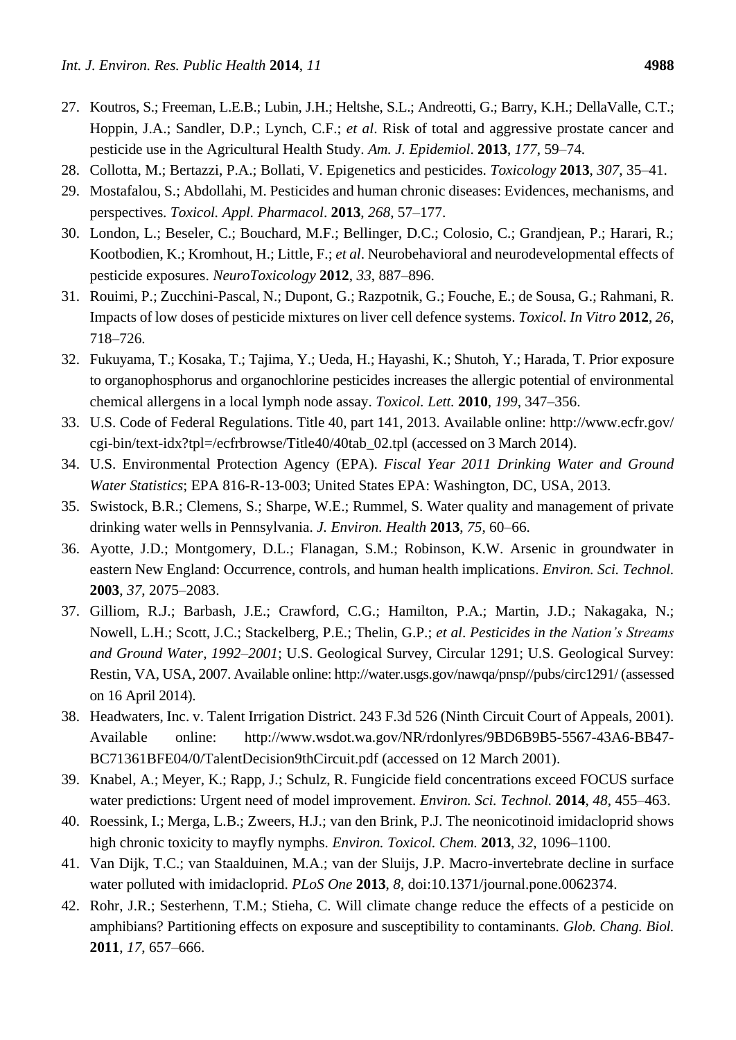27. Koutros, S.; Freeman, L.E.B.; Lubin, J.H.; Heltshe, S.L.; Andreotti, G.; Barry, K.H.; DellaValle, C.T.; Hoppin, J.A.; Sandler, D.P.; Lynch, C.F.; *et al*. Risk of total and aggressive prostate cancer and pesticide use in the Agricultural Health Study. *Am. J. Epidemiol*. **2013**, *177*, 59–74.
28. Collotta, M.; Bertazzi, P.A.; Bollati, V. Epigenetics and pesticides. *Toxicology* **2013**, *307*, 35–41.
29. Mostafalou, S.; Abdollahi, M. Pesticides and human chronic diseases: Evidences, mechanisms, and perspectives. *Toxicol. Appl. Pharmacol*. **2013**, *268*, 57–177.
30. London, L.; Beseler, C.; Bouchard, M.F.; Bellinger, D.C.; Colosio, C.; Grandjean, P.; Harari, R.; Kootbodien, K.; Kromhout, H.; Little, F.; *et al*. Neurobehavioral and neurodevelopmental effects of pesticide exposures. *NeuroToxicology* **2012**, *33*, 887–896.
31. Rouimi, P.; Zucchini-Pascal, N.; Dupont, G.; Razpotnik, G.; Fouche, E.; de Sousa, G.; Rahmani, R. Impacts of low doses of pesticide mixtures on liver cell defence systems. *Toxicol. In Vitro* **2012**, *26*, 718–726.
32. Fukuyama, T.; Kosaka, T.; Tajima, Y.; Ueda, H.; Hayashi, K.; Shutoh, Y.; Harada, T. Prior exposure to organophosphorus and organochlorine pesticides increases the allergic potential of environmental chemical allergens in a local lymph node assay. *Toxicol. Lett.* **2010**, *199*, 347–356.
33. U.S. Code of Federal Regulations. Title 40, part 141, 2013. Available online: http://www.ecfr.gov/cgi-bin/text-idx?tpl=/ecfrbrowse/Title40/40tab_02.tpl (accessed on 3 March 2014).
34. U.S. Environmental Protection Agency (EPA). *Fiscal Year 2011 Drinking Water and Ground Water Statistics*; EPA 816-R-13-003; United States EPA: Washington, DC, USA, 2013.
35. Swistock, B.R.; Clemens, S.; Sharpe, W.E.; Rummel, S. Water quality and management of private drinking water wells in Pennsylvania. *J. Environ. Health* **2013**, *75*, 60–66.
36. Ayotte, J.D.; Montgomery, D.L.; Flanagan, S.M.; Robinson, K.W. Arsenic in groundwater in eastern New England: Occurrence, controls, and human health implications. *Environ. Sci. Technol.* **2003**, *37*, 2075–2083.
37. Gilliom, R.J.; Barbash, J.E.; Crawford, C.G.; Hamilton, P.A.; Martin, J.D.; Nakagaka, N.; Nowell, L.H.; Scott, J.C.; Stackelberg, P.E.; Thelin, G.P.; *et al*. *Pesticides in the Nation's Streams and Ground Water, 1992–2001*; U.S. Geological Survey, Circular 1291; U.S. Geological Survey: Restin, VA, USA, 2007. Available online: http://water.usgs.gov/nawqa/pnsp//pubs/circ1291/ (assessed on 16 April 2014).
38. Headwaters, Inc. v. Talent Irrigation District. 243 F.3d 526 (Ninth Circuit Court of Appeals, 2001). Available online: http://www.wsdot.wa.gov/NR/rdonlyres/9BD6B9B5-5567-43A6-BB47-BC71361BFE04/0/TalentDecision9thCircuit.pdf (accessed on 12 March 2001).
39. Knabel, A.; Meyer, K.; Rapp, J.; Schulz, R. Fungicide field concentrations exceed FOCUS surface water predictions: Urgent need of model improvement. *Environ. Sci. Technol.* **2014**, *48*, 455–463.
40. Roessink, I.; Merga, L.B.; Zweers, H.J.; van den Brink, P.J. The neonicotinoid imidacloprid shows high chronic toxicity to mayfly nymphs. *Environ. Toxicol. Chem.* **2013**, *32*, 1096–1100.
41. Van Dijk, T.C.; van Staalduinen, M.A.; van der Sluijs, J.P. Macro-invertebrate decline in surface water polluted with imidacloprid. *PLoS One* **2013**, *8*, doi:10.1371/journal.pone.0062374.
42. Rohr, J.R.; Sesterhenn, T.M.; Stieha, C. Will climate change reduce the effects of a pesticide on amphibians? Partitioning effects on exposure and susceptibility to contaminants. *Glob. Chang. Biol.* **2011**, *17*, 657–666.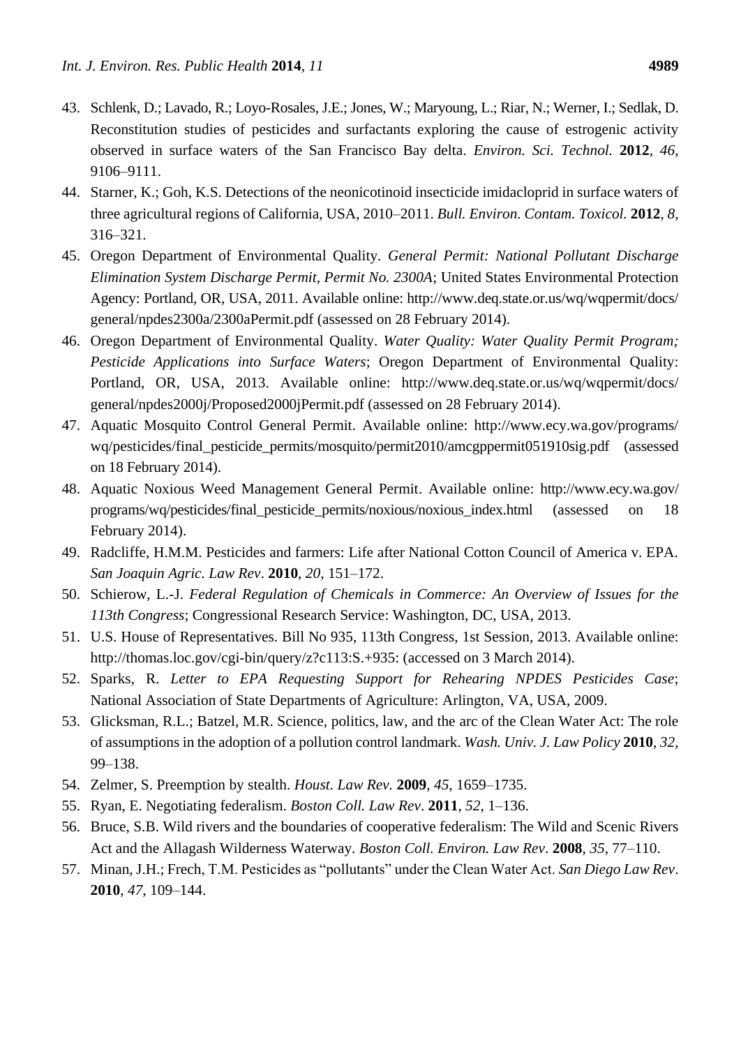43. Schlenk, D.; Lavado, R.; Loyo-Rosales, J.E.; Jones, W.; Maryoung, L.; Riar, N.; Werner, I.; Sedlak, D. Reconstitution studies of pesticides and surfactants exploring the cause of estrogenic activity observed in surface waters of the San Francisco Bay delta. *Environ. Sci. Technol.* **2012**, *46*, 9106–9111.
44. Starner, K.; Goh, K.S. Detections of the neonicotinoid insecticide imidacloprid in surface waters of three agricultural regions of California, USA, 2010–2011. *Bull. Environ. Contam. Toxicol.* **2012**, *8*, 316–321.
45. Oregon Department of Environmental Quality. *General Permit: National Pollutant Discharge Elimination System Discharge Permit, Permit No. 2300A*; United States Environmental Protection Agency: Portland, OR, USA, 2011. Available online: http://www.deq.state.or.us/wq/wqpermit/docs/general/npdes2300a/2300aPermit.pdf (assessed on 28 February 2014).
46. Oregon Department of Environmental Quality. *Water Quality: Water Quality Permit Program; Pesticide Applications into Surface Waters*; Oregon Department of Environmental Quality: Portland, OR, USA, 2013. Available online: http://www.deq.state.or.us/wq/wqpermit/docs/general/npdes2000j/Proposed2000jPermit.pdf (assessed on 28 February 2014).
47. Aquatic Mosquito Control General Permit. Available online: http://www.ecy.wa.gov/programs/wq/pesticides/final_pesticide_permits/mosquito/permit2010/amcgppermit051910sig.pdf (assessed on 18 February 2014).
48. Aquatic Noxious Weed Management General Permit. Available online: http://www.ecy.wa.gov/programs/wq/pesticides/final_pesticide_permits/noxious/noxious_index.html (assessed on 18 February 2014).
49. Radcliffe, H.M.M. Pesticides and farmers: Life after National Cotton Council of America v. EPA. *San Joaquin Agric. Law Rev*. **2010**, *20*, 151–172.
50. Schierow, L.-J. *Federal Regulation of Chemicals in Commerce: An Overview of Issues for the 113th Congress*; Congressional Research Service: Washington, DC, USA, 2013.
51. U.S. House of Representatives. Bill No 935, 113th Congress, 1st Session, 2013. Available online: http://thomas.loc.gov/cgi-bin/query/z?c113:S.+935: (accessed on 3 March 2014).
52. Sparks, R. *Letter to EPA Requesting Support for Rehearing NPDES Pesticides Case*; National Association of State Departments of Agriculture: Arlington, VA, USA, 2009.
53. Glicksman, R.L.; Batzel, M.R. Science, politics, law, and the arc of the Clean Water Act: The role of assumptions in the adoption of a pollution control landmark. *Wash. Univ. J. Law Policy* **2010**, *32*, 99–138.
54. Zelmer, S. Preemption by stealth. *Houst. Law Rev.* **2009**, *45*, 1659–1735.
55. Ryan, E. Negotiating federalism. *Boston Coll. Law Rev*. **2011**, *52*, 1–136.
56. Bruce, S.B. Wild rivers and the boundaries of cooperative federalism: The Wild and Scenic Rivers Act and the Allagash Wilderness Waterway. *Boston Coll. Environ. Law Rev*. **2008**, *35*, 77–110.
57. Minan, J.H.; Frech, T.M. Pesticides as "pollutants" under the Clean Water Act. *San Diego Law Rev*. **2010**, *47*, 109–144.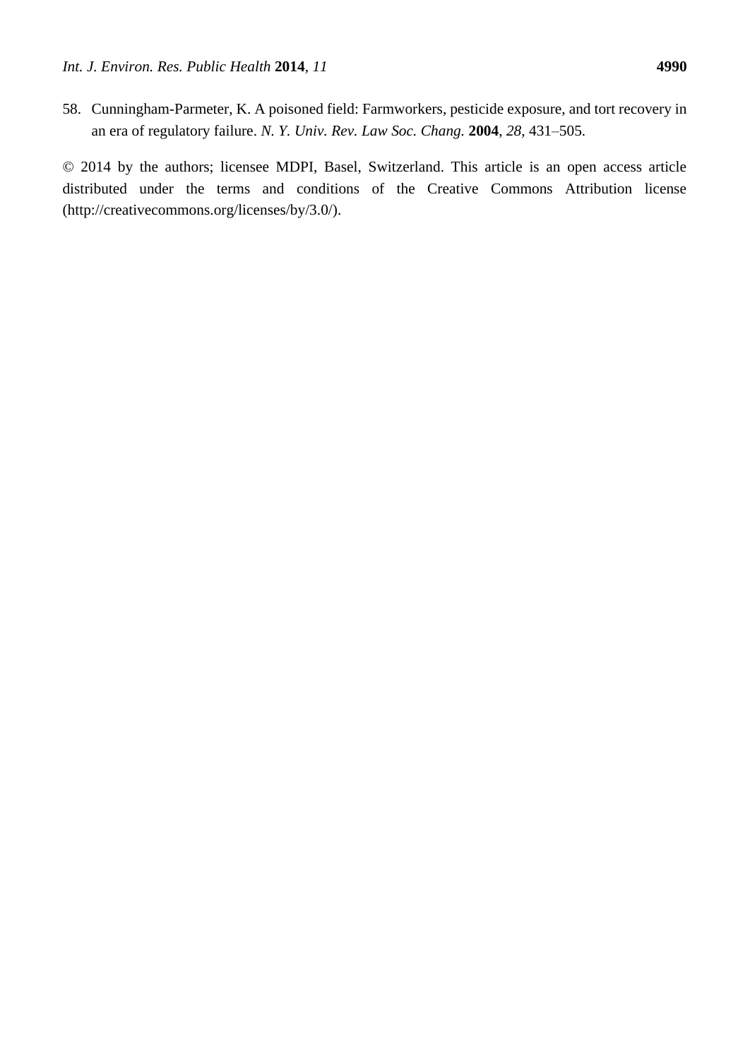58. Cunningham-Parmeter, K. A poisoned field: Farmworkers, pesticide exposure, and tort recovery in an era of regulatory failure. *N. Y. Univ. Rev. Law Soc. Chang.* **2004**, *28*, 431–505.

© 2014 by the authors; licensee MDPI, Basel, Switzerland. This article is an open access article distributed under the terms and conditions of the Creative Commons Attribution license (http://creativecommons.org/licenses/by/3.0/).